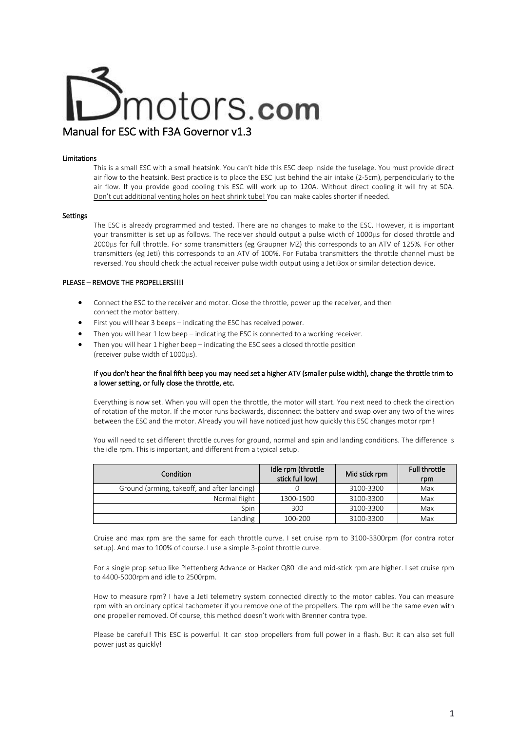# D3motors.com

## Manual for ESC with F3A Governor v1.3

### Limitations

This is a small ESC with a small heatsink. You can't hide this ESC deep inside the fuselage. You must provide direct air flow to the heatsink. Best practice is to place the ESC just behind the air intake (2-5cm), perpendicularly to the air flow. If you provide good cooling this ESC will work up to 120A. Without direct cooling it will fry at 50A. Don't cut additional venting holes on heat shrink tube! You can make cables shorter if needed.

### Settings

The ESC is already programmed and tested. There are no changes to make to the ESC. However, it is important your transmitter is set up as follows. The receiver should output a pulse width of 1000µs for closed throttle and 2000µs for full throttle. For some transmitters (eg Graupner MZ) this corresponds to an ATV of 125%. For other transmitters (eg Jeti) this corresponds to an ATV of 100%. For Futaba transmitters the throttle channel must be reversed. You should check the actual receiver pulse width output using a JetiBox or similar detection device.

### PLEASE – REMOVE THE PROPELLERS!!!!

- Connect the ESC to the receiver and motor. Close the throttle, power up the receiver, and then connect the motor battery.
- First you will hear 3 beeps – indicating the ESC has received power.
- Then you will hear 1 low beep – indicating the ESC is connected to a working receiver.
- Then you will hear 1 higher beep – indicating the ESC sees a closed throttle position (receiver pulse width of 1000µs).

**If you don't hear the final fifth beep you may need set a higher ATV (smaller pulse width), change the throttle trim to a lower setting, or fully close the throttle, etc.**

Everything is now set. When you will open the throttle, the motor will start. You next need to check the direction of rotation of the motor. If the motor runs backwards, disconnect the battery and swap over any two of the wires between the ESC and the motor. Already you will have noticed just how quickly this ESC changes motor rpm!

You will need to set different throttle curves for ground, normal and spin and landing conditions. The difference is the idle rpm. This is important, and different from a typical setup.

| Condition | Idle rpm (throttle stick full low) | Mid stick rpm | Full throttle rpm |
|---|---|---|---|
| Ground (arming, takeoff, and after landing) | 0 | 3100-3300 | Max |
| Normal flight | 1300-1500 | 3100-3300 | Max |
| Spin | 300 | 3100-3300 | Max |
| Landing | 100-200 | 3100-3300 | Max |

Cruise and max rpm are the same for each throttle curve. I set cruise rpm to 3100-3300rpm (for contra rotor setup). And max to 100% of course. I use a simple 3-point throttle curve.

For a single prop setup like Plettenberg Advance or Hacker Q80 idle and mid-stick rpm are higher. I set cruise rpm to 4400-5000rpm and idle to 2500rpm.

How to measure rpm? I have a Jeti telemetry system connected directly to the motor cables. You can measure rpm with an ordinary optical tachometer if you remove one of the propellers. The rpm will be the same even with one propeller removed. Of course, this method doesn't work with Brenner contra type.

Please be careful! This ESC is powerful. It can stop propellers from full power in a flash. But it can also set full power just as quickly!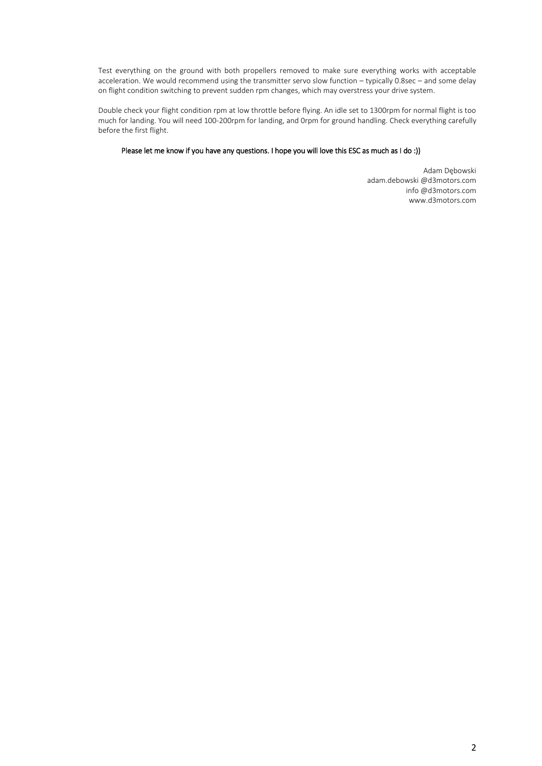Test everything on the ground with both propellers removed to make sure everything works with acceptable acceleration. We would recommend using the transmitter servo slow function – typically 0.8sec – and some delay on flight condition switching to prevent sudden rpm changes, which may overstress your drive system.

Double check your flight condition rpm at low throttle before flying. An idle set to 1300rpm for normal flight is too much for landing. You will need 100-200rpm for landing, and 0rpm for ground handling. Check everything carefully before the first flight.

Please let me know if you have any questions. I hope you will love this ESC as much as I do :))

Adam Dębowski
adam.debowski @d3motors.com
info @d3motors.com
www.d3motors.com